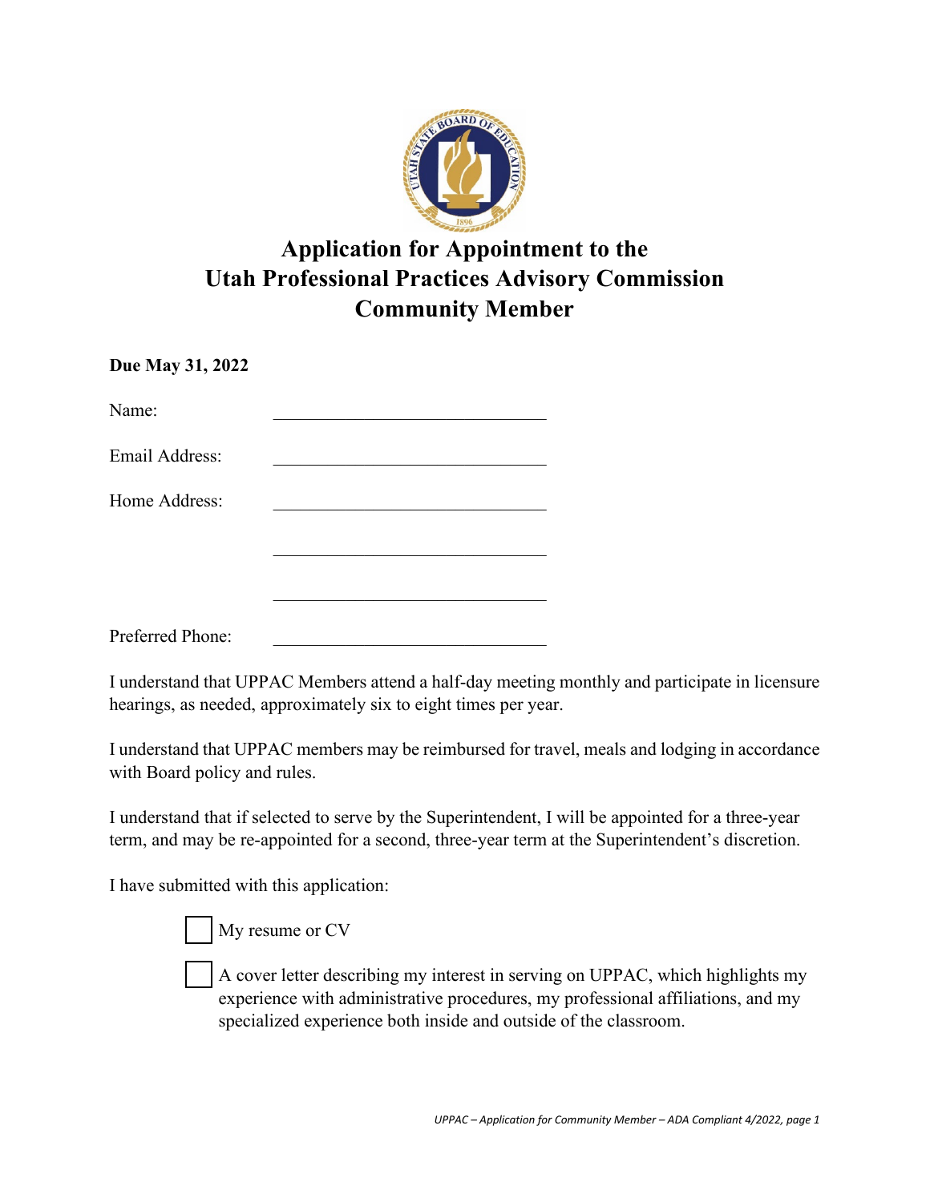# Application for Appointment to the Utah Professional Practices Advisory Commission Community Member

**Due May 31, 2022**

Name: ______________________________

Email Address: ______________________________

Home Address: ______________________________

______________________________

______________________________

Preferred Phone: ______________________________

I understand that UPPAC Members attend a half-day meeting monthly and participate in licensure hearings, as needed, approximately six to eight times per year.

I understand that UPPAC members may be reimbursed for travel, meals and lodging in accordance with Board policy and rules.

I understand that if selected to serve by the Superintendent, I will be appointed for a three-year term, and may be re-appointed for a second, three-year term at the Superintendent's discretion.

I have submitted with this application:

- ☐ My resume or CV
- ☐ A cover letter describing my interest in serving on UPPAC, which highlights my experience with administrative procedures, my professional affiliations, and my specialized experience both inside and outside of the classroom.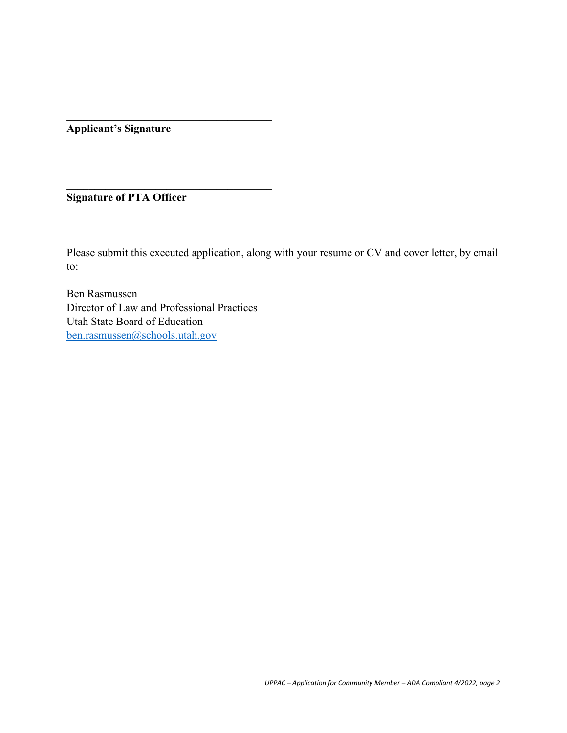\_\_\_\_\_\_\_\_\_\_\_\_\_\_\_\_\_\_\_\_\_\_\_\_\_\_\_\_\_\_\_\_\_\_\_\_\_\_\_\_

**Applicant's Signature**

\_\_\_\_\_\_\_\_\_\_\_\_\_\_\_\_\_\_\_\_\_\_\_\_\_\_\_\_\_\_\_\_\_\_\_\_\_\_\_\_

**Signature of PTA Officer**

Please submit this executed application, along with your resume or CV and cover letter, by email to:

Ben Rasmussen
Director of Law and Professional Practices
Utah State Board of Education
[ben.rasmussen@schools.utah.gov](mailto:ben.rasmussen@schools.utah.gov)